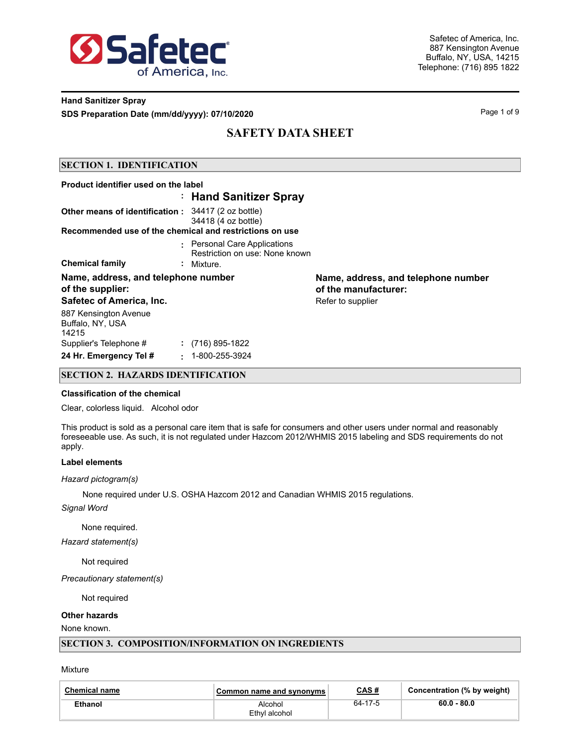Safetec of America, Inc.
887 Kensington Avenue
Buffalo, NY, USA, 14215
Telephone: (716) 895 1822

**Hand Sanitizer Spray**
**SDS Preparation Date (mm/dd/yyyy): 07/10/2020**

# SAFETY DATA SHEET

## SECTION 1. IDENTIFICATION

**Product identifier used on the label**
: **Hand Sanitizer Spray**

**Other means of identification** : 34417 (2 oz bottle)
34418 (4 oz bottle)

**Recommended use of the chemical and restrictions on use**
: Personal Care Applications
Restriction on use: None known

**Chemical family** : Mixture.

**Name, address, and telephone number of the supplier:**
**Safetec of America, Inc.**
887 Kensington Avenue
Buffalo, NY, USA
14215

Supplier's Telephone # : (716) 895-1822
**24 Hr. Emergency Tel #** : 1-800-255-3924

**Name, address, and telephone number of the manufacturer:**
Refer to supplier

## SECTION 2. HAZARDS IDENTIFICATION

**Classification of the chemical**

Clear, colorless liquid. Alcohol odor

This product is sold as a personal care item that is safe for consumers and other users under normal and reasonably foreseeable use. As such, it is not regulated under Hazcom 2012/WHMIS 2015 labeling and SDS requirements do not apply.

**Label elements**

*Hazard pictogram(s)*

None required under U.S. OSHA Hazcom 2012 and Canadian WHMIS 2015 regulations.

*Signal Word*

None required.

*Hazard statement(s)*

Not required

*Precautionary statement(s)*

Not required

**Other hazards**

None known.

## SECTION 3. COMPOSITION/INFORMATION ON INGREDIENTS

Mixture

| Chemical name | Common name and synonyms | CAS # | Concentration (% by weight) |
|---|---|---|---|
| **Ethanol** | Alcohol<br>Ethyl alcohol | 64-17-5 | **60.0 - 80.0** |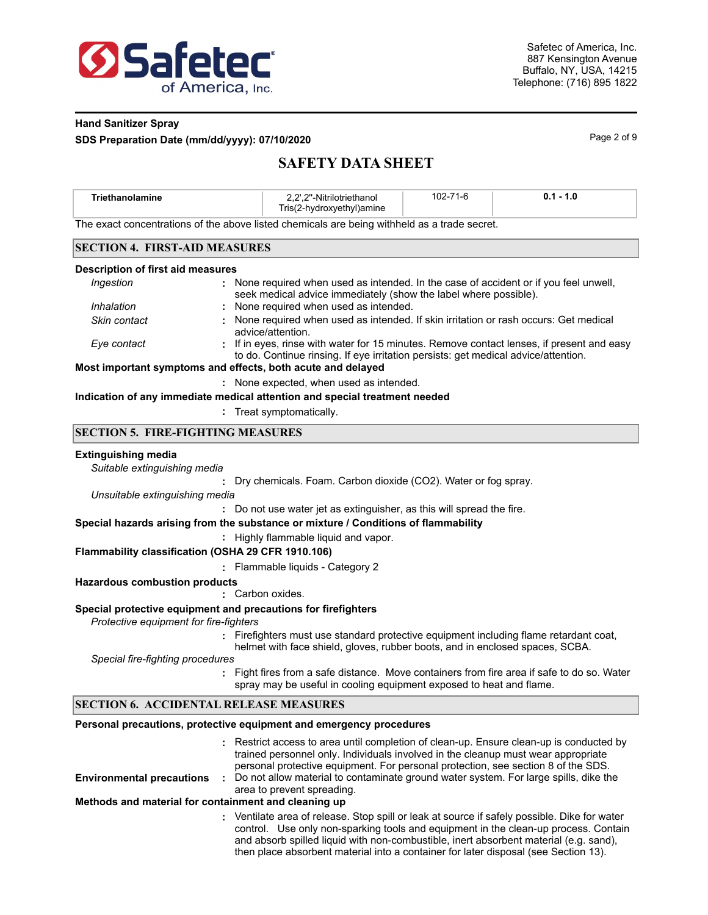| Triethanolamine | 2,2',2''-Nitrilotriethanol Tris(2-hydroxyethyl)amine | 102-71-6 | 0.1 - 1.0 |
|---|---|---|---|

The exact concentrations of the above listed chemicals are being withheld as a trade secret.

## SECTION 4. FIRST-AID MEASURES

**Description of first aid measures**

*Ingestion* : None required when used as intended. In the case of accident or if you feel unwell, seek medical advice immediately (show the label where possible).

*Inhalation* : None required when used as intended.

*Skin contact* : None required when used as intended. If skin irritation or rash occurs: Get medical advice/attention.

*Eye contact* : If in eyes, rinse with water for 15 minutes. Remove contact lenses, if present and easy to do. Continue rinsing. If eye irritation persists: get medical advice/attention.

**Most important symptoms and effects, both acute and delayed**

: None expected, when used as intended.

**Indication of any immediate medical attention and special treatment needed**

: Treat symptomatically.

## SECTION 5. FIRE-FIGHTING MEASURES

**Extinguishing media**

*Suitable extinguishing media*

: Dry chemicals. Foam. Carbon dioxide ($CO_2$). Water or fog spray.

*Unsuitable extinguishing media*

: Do not use water jet as extinguisher, as this will spread the fire.

**Special hazards arising from the substance or mixture / Conditions of flammability**

: Highly flammable liquid and vapor.

**Flammability classification (OSHA 29 CFR 1910.106)**

: Flammable liquids - Category 2

**Hazardous combustion products**

: Carbon oxides.

**Special protective equipment and precautions for firefighters**

*Protective equipment for fire-fighters*

: Firefighters must use standard protective equipment including flame retardant coat, helmet with face shield, gloves, rubber boots, and in enclosed spaces, SCBA.

*Special fire-fighting procedures*

: Fight fires from a safe distance. Move containers from fire area if safe to do so. Water spray may be useful in cooling equipment exposed to heat and flame.

## SECTION 6. ACCIDENTAL RELEASE MEASURES

**Personal precautions, protective equipment and emergency procedures**

: Restrict access to area until completion of clean-up. Ensure clean-up is conducted by trained personnel only. Individuals involved in the cleanup must wear appropriate personal protective equipment. For personal protection, see section 8 of the SDS.

**Environmental precautions** : Do not allow material to contaminate ground water system. For large spills, dike the area to prevent spreading.

**Methods and material for containment and cleaning up**

: Ventilate area of release. Stop spill or leak at source if safely possible. Dike for water control. Use only non-sparking tools and equipment in the clean-up process. Contain and absorb spilled liquid with non-combustible, inert absorbent material (e.g. sand), then place absorbent material into a container for later disposal (see Section 13).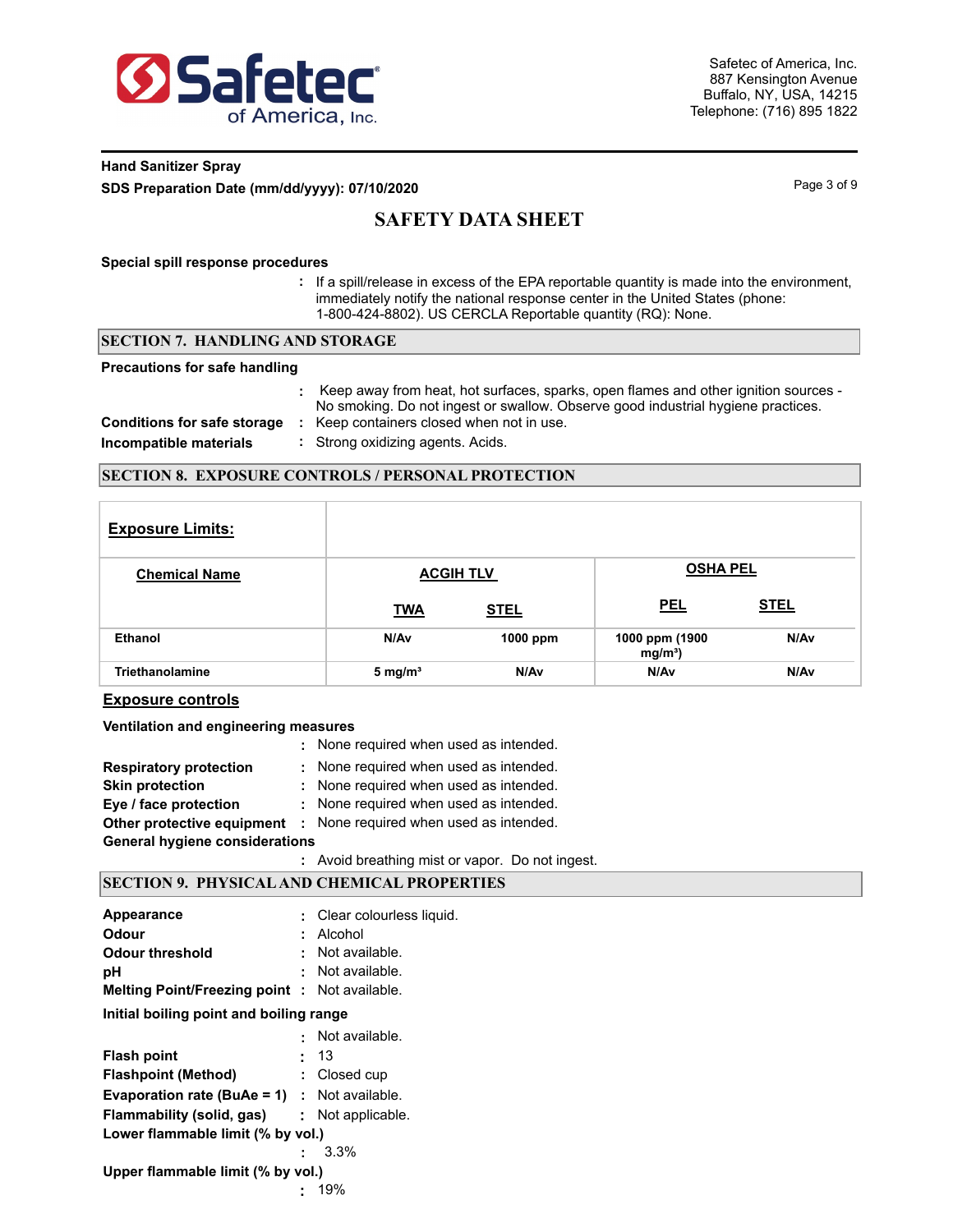**Special spill response procedures**

: If a spill/release in excess of the EPA reportable quantity is made into the environment, immediately notify the national response center in the United States (phone: 1-800-424-8802). US CERCLA Reportable quantity (RQ): None.

## SECTION 7. HANDLING AND STORAGE

**Precautions for safe handling**

: Keep away from heat, hot surfaces, sparks, open flames and other ignition sources - No smoking. Do not ingest or swallow. Observe good industrial hygiene practices.

**Conditions for safe storage** : Keep containers closed when not in use.

**Incompatible materials** : Strong oxidizing agents. Acids.

## SECTION 8. EXPOSURE CONTROLS / PERSONAL PROTECTION

| **Exposure Limits:** | | | | |
|---|---|---|---|---|
| **Chemical Name** | **ACGIH TLV** | | **OSHA PEL** | |
| | **TWA** | **STEL** | **PEL** | **STEL** |
| Ethanol | N/Av | 1000 ppm | 1000 ppm (1900 mg/m³) | N/Av |
| Triethanolamine | 5 mg/m³ | N/Av | N/Av | N/Av |

**Exposure controls**

**Ventilation and engineering measures**

: None required when used as intended.

**Respiratory protection** : None required when used as intended.

**Skin protection** : None required when used as intended.

**Eye / face protection** : None required when used as intended.

**Other protective equipment** : None required when used as intended.

**General hygiene considerations**

: Avoid breathing mist or vapor. Do not ingest.

## SECTION 9. PHYSICAL AND CHEMICAL PROPERTIES

**Appearance** : Clear colourless liquid.

**Odour** : Alcohol

**Odour threshold** : Not available.

**pH** : Not available.

**Melting Point/Freezing point** : Not available.

**Initial boiling point and boiling range**

: Not available.

**Flash point** : 13

**Flashpoint (Method)** : Closed cup

**Evaporation rate (BuAe = 1)** : Not available.

**Flammability (solid, gas)** : Not applicable.

**Lower flammable limit (% by vol.)**

: 3.3%

**Upper flammable limit (% by vol.)**

: 19%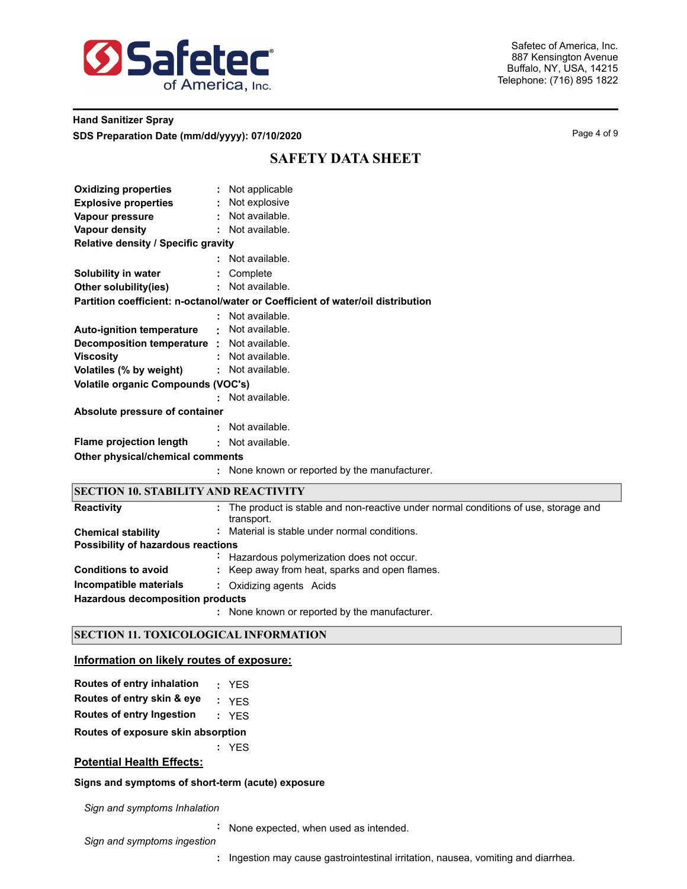**Oxidizing properties** : Not applicable
**Explosive properties** : Not explosive
**Vapour pressure** : Not available.
**Vapour density** : Not available.
**Relative density / Specific gravity**
: Not available.
**Solubility in water** : Complete
**Other solubility(ies)** : Not available.
**Partition coefficient: n-octanol/water or Coefficient of water/oil distribution**
: Not available.
**Auto-ignition temperature** : Not available.
**Decomposition temperature** : Not available.
**Viscosity** : Not available.
**Volatiles (% by weight)** : Not available.
**Volatile organic Compounds (VOC's)**
: Not available.
**Absolute pressure of container**
: Not available.
**Flame projection length** : Not available.
**Other physical/chemical comments**
: None known or reported by the manufacturer.

## SECTION 10. STABILITY AND REACTIVITY

**Reactivity** : The product is stable and non-reactive under normal conditions of use, storage and transport.
**Chemical stability** : Material is stable under normal conditions.
**Possibility of hazardous reactions**
: Hazardous polymerization does not occur.
**Conditions to avoid** : Keep away from heat, sparks and open flames.
**Incompatible materials** : Oxidizing agents Acids
**Hazardous decomposition products**
: None known or reported by the manufacturer.

## SECTION 11. TOXICOLOGICAL INFORMATION

### Information on likely routes of exposure:

**Routes of entry inhalation** : YES
**Routes of entry skin & eye** : YES
**Routes of entry Ingestion** : YES
**Routes of exposure skin absorption**
: YES

### Potential Health Effects:

**Signs and symptoms of short-term (acute) exposure**

*Sign and symptoms Inhalation*
: None expected, when used as intended.
*Sign and symptoms ingestion*
: Ingestion may cause gastrointestinal irritation, nausea, vomiting and diarrhea.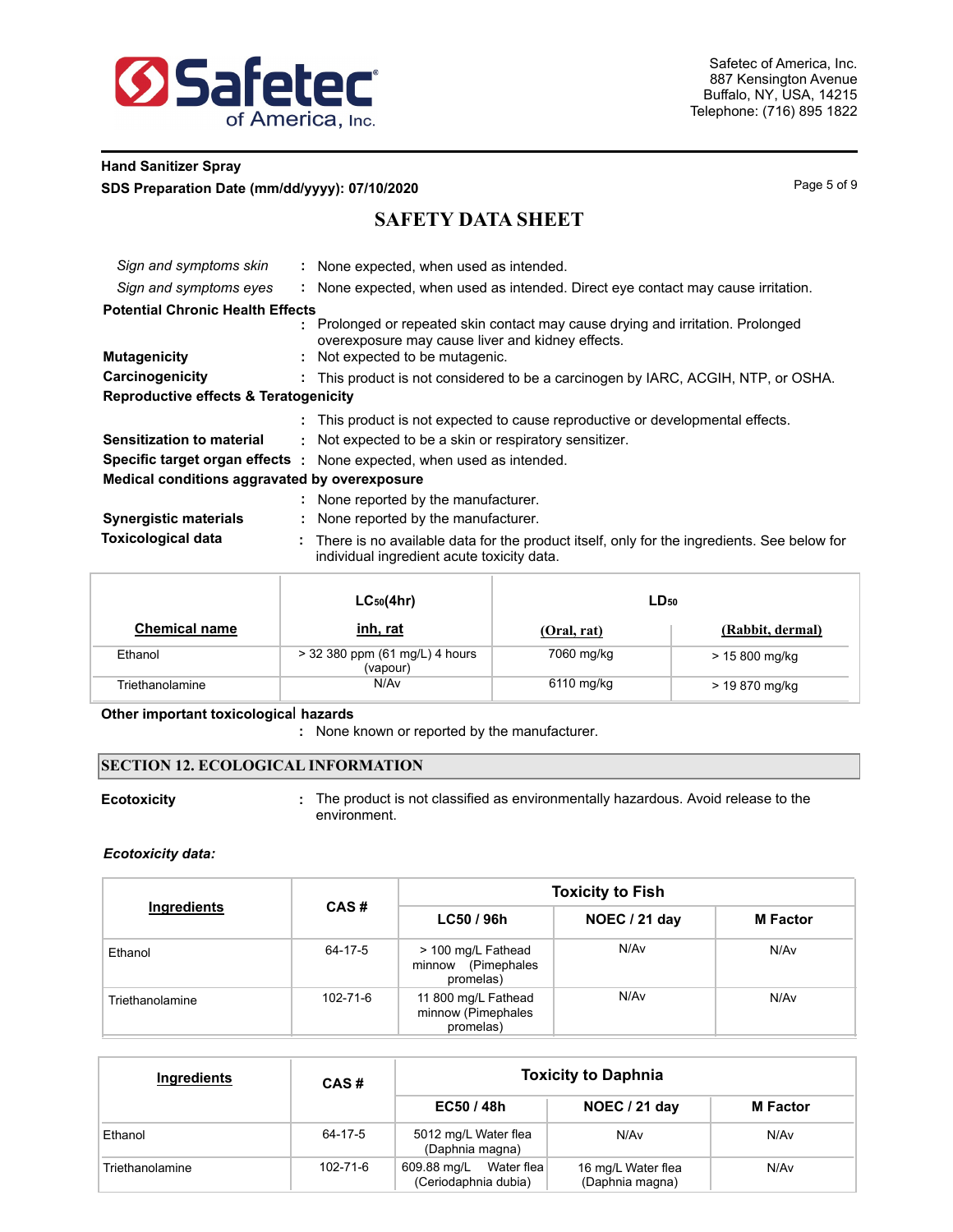*Sign and symptoms skin* : None expected, when used as intended.

*Sign and symptoms eyes* : None expected, when used as intended. Direct eye contact may cause irritation.

**Potential Chronic Health Effects**
: Prolonged or repeated skin contact may cause drying and irritation. Prolonged overexposure may cause liver and kidney effects.

**Mutagenicity** : Not expected to be mutagenic.

**Carcinogenicity** : This product is not considered to be a carcinogen by IARC, ACGIH, NTP, or OSHA.

**Reproductive effects & Teratogenicity**
: This product is not expected to cause reproductive or developmental effects.

**Sensitization to material** : Not expected to be a skin or respiratory sensitizer.

**Specific target organ effects** : None expected, when used as intended.

**Medical conditions aggravated by overexposure**
: None reported by the manufacturer.

**Synergistic materials** : None reported by the manufacturer.

**Toxicological data** : There is no available data for the product itself, only for the ingredients. See below for individual ingredient acute toxicity data.

| | $LC_{50}$(4hr) | $LD_{50}$ | |
|---|---|---|---|
| **Chemical name** | **inh, rat** | **(Oral, rat)** | **(Rabbit, dermal)** |
| Ethanol | > 32 380 ppm (61 mg/L) 4 hours (vapour) | 7060 mg/kg | > 15 800 mg/kg |
| Triethanolamine | N/Av | 6110 mg/kg | > 19 870 mg/kg |

**Other important toxicological hazards**
: None known or reported by the manufacturer.

## SECTION 12. ECOLOGICAL INFORMATION

**Ecotoxicity** : The product is not classified as environmentally hazardous. Avoid release to the environment.

***Ecotoxicity data:***

| Ingredients | CAS # | Toxicity to Fish | | |
|---|---|---|---|---|
| | | **LC50 / 96h** | **NOEC / 21 day** | **M Factor** |
| Ethanol | 64-17-5 | > 100 mg/L Fathead minnow (Pimephales promelas) | N/Av | N/Av |
| Triethanolamine | 102-71-6 | 11 800 mg/L Fathead minnow (Pimephales promelas) | N/Av | N/Av |

| Ingredients | CAS # | Toxicity to Daphnia | | |
|---|---|---|---|---|
| | | **EC50 / 48h** | **NOEC / 21 day** | **M Factor** |
| Ethanol | 64-17-5 | 5012 mg/L Water flea (Daphnia magna) | N/Av | N/Av |
| Triethanolamine | 102-71-6 | 609.88 mg/L Water flea (Ceriodaphnia dubia) | 16 mg/L Water flea (Daphnia magna) | N/Av |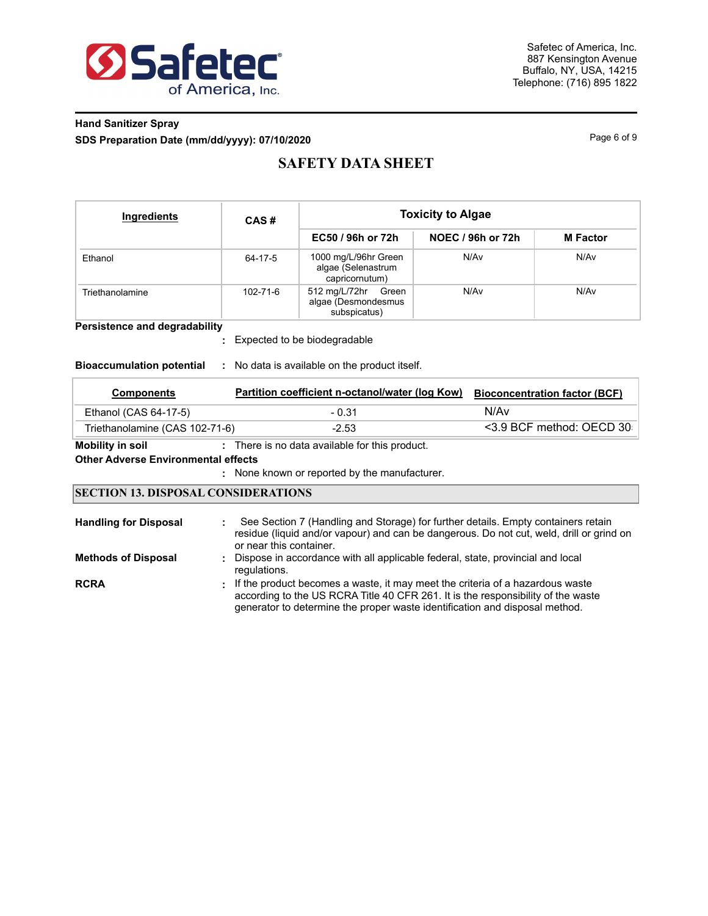| Ingredients | CAS # | Toxicity to Algae | | |
|---|---|---|---|---|
| | | EC50 / 96h or 72h | NOEC / 96h or 72h | M Factor |
| Ethanol | 64-17-5 | 1000 mg/L/96hr Green algae (Selenastrum capricornutum) | N/Av | N/Av |
| Triethanolamine | 102-71-6 | 512 mg/L/72hr Green algae (Desmodesmus subspicatus) | N/Av | N/Av |

**Persistence and degradability** : Expected to be biodegradable

**Bioaccumulation potential** : No data is available on the product itself.

| Components | Partition coefficient n-octanol/water (log Kow) | Bioconcentration factor (BCF) |
|---|---|---|
| Ethanol (CAS 64-17-5) | - 0.31 | N/Av |
| Triethanolamine (CAS 102-71-6) | -2.53 | <3.9 BCF method: OECD 30 |

**Mobility in soil** : There is no data available for this product.

**Other Adverse Environmental effects** : None known or reported by the manufacturer.

## SECTION 13. DISPOSAL CONSIDERATIONS

**Handling for Disposal** : See Section 7 (Handling and Storage) for further details. Empty containers retain residue (liquid and/or vapour) and can be dangerous. Do not cut, weld, drill or grind on or near this container.

**Methods of Disposal** : Dispose in accordance with all applicable federal, state, provincial and local regulations.

**RCRA** : If the product becomes a waste, it may meet the criteria of a hazardous waste according to the US RCRA Title 40 CFR 261. It is the responsibility of the waste generator to determine the proper waste identification and disposal method.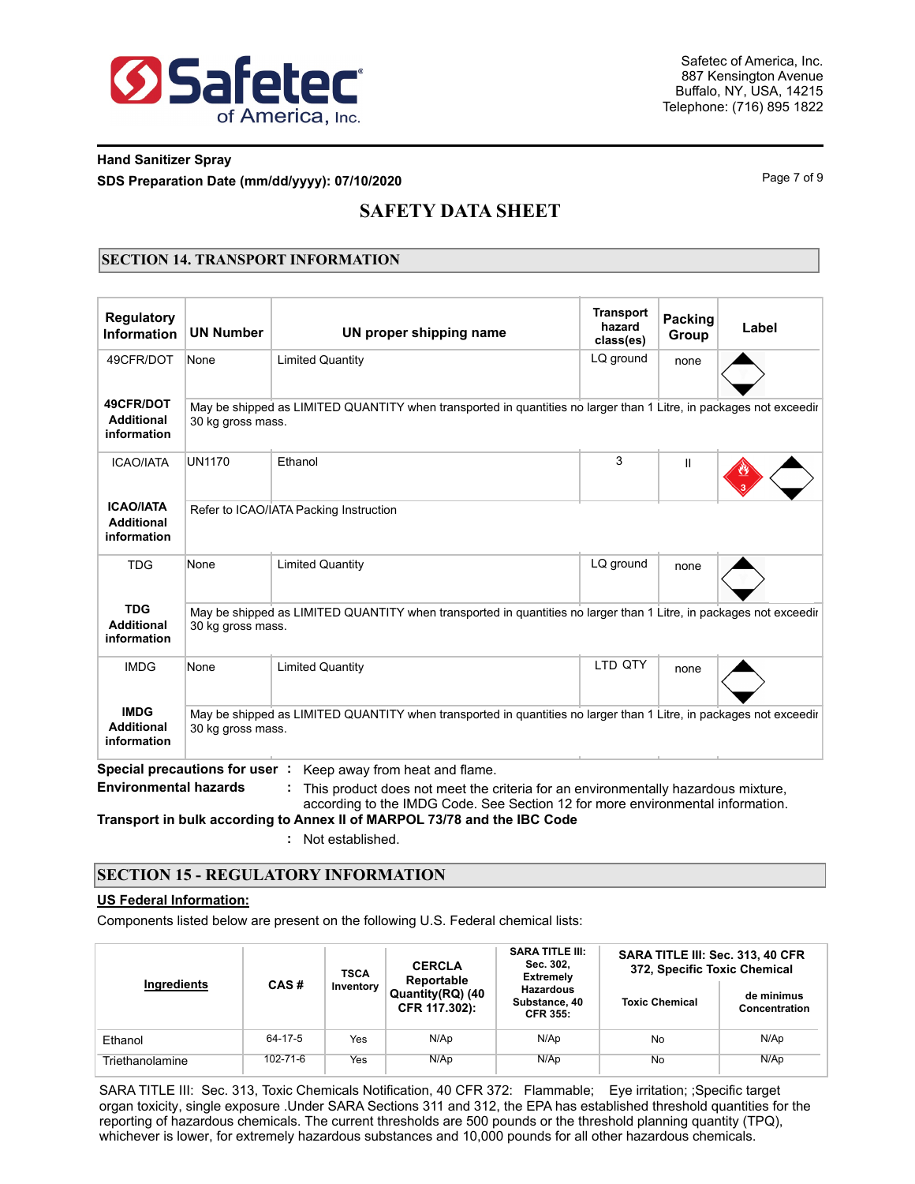## SECTION 14. TRANSPORT INFORMATION

| Regulatory Information | UN Number | UN proper shipping name | Transport hazard class(es) | Packing Group | Label |
|---|---|---|---|---|---|
| 49CFR/DOT | None | Limited Quantity | LQ ground | none | |
| **49CFR/DOT Additional information** | May be shipped as LIMITED QUANTITY when transported in quantities no larger than 1 Litre, in packages not exceedir 30 kg gross mass. | | | | |
| ICAO/IATA | UN1170 | Ethanol | 3 | II | |
| **ICAO/IATA Additional information** | Refer to ICAO/IATA Packing Instruction | | | | |
| TDG | None | Limited Quantity | LQ ground | none | |
| **TDG Additional information** | May be shipped as LIMITED QUANTITY when transported in quantities no larger than 1 Litre, in packages not exceedir 30 kg gross mass. | | | | |
| IMDG | None | Limited Quantity | LTD QTY | none | |
| **IMDG Additional information** | May be shipped as LIMITED QUANTITY when transported in quantities no larger than 1 Litre, in packages not exceedir 30 kg gross mass. | | | | |

**Special precautions for user** : Keep away from heat and flame.

**Environmental hazards** : This product does not meet the criteria for an environmentally hazardous mixture, according to the IMDG Code. See Section 12 for more environmental information.

**Transport in bulk according to Annex II of MARPOL 73/78 and the IBC Code**

: Not established.

## SECTION 15 - REGULATORY INFORMATION

**US Federal Information:**

Components listed below are present on the following U.S. Federal chemical lists:

| Ingredients | CAS # | TSCA Inventory | CERCLA Reportable Quantity(RQ) (40 CFR 117.302): | SARA TITLE III: Sec. 302, Extremely Hazardous Substance, 40 CFR 355: | SARA TITLE III: Sec. 313, 40 CFR 372, Specific Toxic Chemical | |
|---|---|---|---|---|---|---|
| | | | | | Toxic Chemical | de minimus Concentration |
| Ethanol | 64-17-5 | Yes | N/Ap | N/Ap | No | N/Ap |
| Triethanolamine | 102-71-6 | Yes | N/Ap | N/Ap | No | N/Ap |

SARA TITLE III: Sec. 313, Toxic Chemicals Notification, 40 CFR 372: Flammable; Eye irritation; ;Specific target organ toxicity, single exposure .Under SARA Sections 311 and 312, the EPA has established threshold quantities for the reporting of hazardous chemicals. The current thresholds are 500 pounds or the threshold planning quantity (TPQ), whichever is lower, for extremely hazardous substances and 10,000 pounds for all other hazardous chemicals.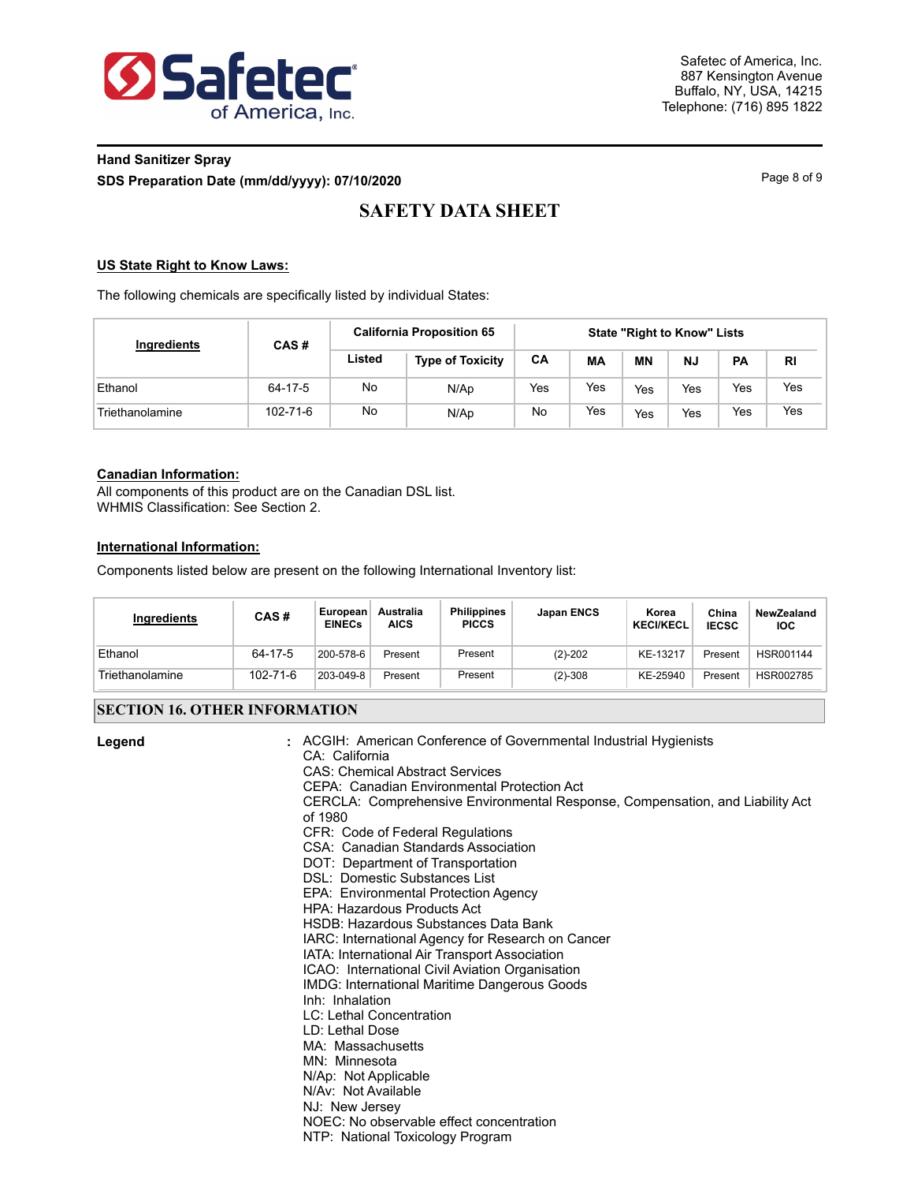## US State Right to Know Laws:

The following chemicals are specifically listed by individual States:

| Ingredients | CAS # | California Proposition 65 | | State "Right to Know" Lists | | | | | |
|---|---|---|---|---|---|---|---|---|---|
| | | Listed | Type of Toxicity | CA | MA | MN | NJ | PA | RI |
| Ethanol | 64-17-5 | No | N/Ap | Yes | Yes | Yes | Yes | Yes | Yes |
| Triethanolamine | 102-71-6 | No | N/Ap | No | Yes | Yes | Yes | Yes | Yes |

## Canadian Information:

All components of this product are on the Canadian DSL list.
WHMIS Classification: See Section 2.

## International Information:

Components listed below are present on the following International Inventory list:

| Ingredients | CAS # | European EINECs | Australia AICS | Philippines PICCS | Japan ENCS | Korea KECI/KECL | China IECSC | NewZealand IOC |
|---|---|---|---|---|---|---|---|---|
| Ethanol | 64-17-5 | 200-578-6 | Present | Present | (2)-202 | KE-13217 | Present | HSR001144 |
| Triethanolamine | 102-71-6 | 203-049-8 | Present | Present | (2)-308 | KE-25940 | Present | HSR002785 |

## SECTION 16. OTHER INFORMATION

**Legend** :
ACGIH: American Conference of Governmental Industrial Hygienists
CA: California
CAS: Chemical Abstract Services
CEPA: Canadian Environmental Protection Act
CERCLA: Comprehensive Environmental Response, Compensation, and Liability Act of 1980
CFR: Code of Federal Regulations
CSA: Canadian Standards Association
DOT: Department of Transportation
DSL: Domestic Substances List
EPA: Environmental Protection Agency
HPA: Hazardous Products Act
HSDB: Hazardous Substances Data Bank
IARC: International Agency for Research on Cancer
IATA: International Air Transport Association
ICAO: International Civil Aviation Organisation
IMDG: International Maritime Dangerous Goods
Inh: Inhalation
LC: Lethal Concentration
LD: Lethal Dose
MA: Massachusetts
MN: Minnesota
N/Ap: Not Applicable
N/Av: Not Available
NJ: New Jersey
NOEC: No observable effect concentration
NTP: National Toxicology Program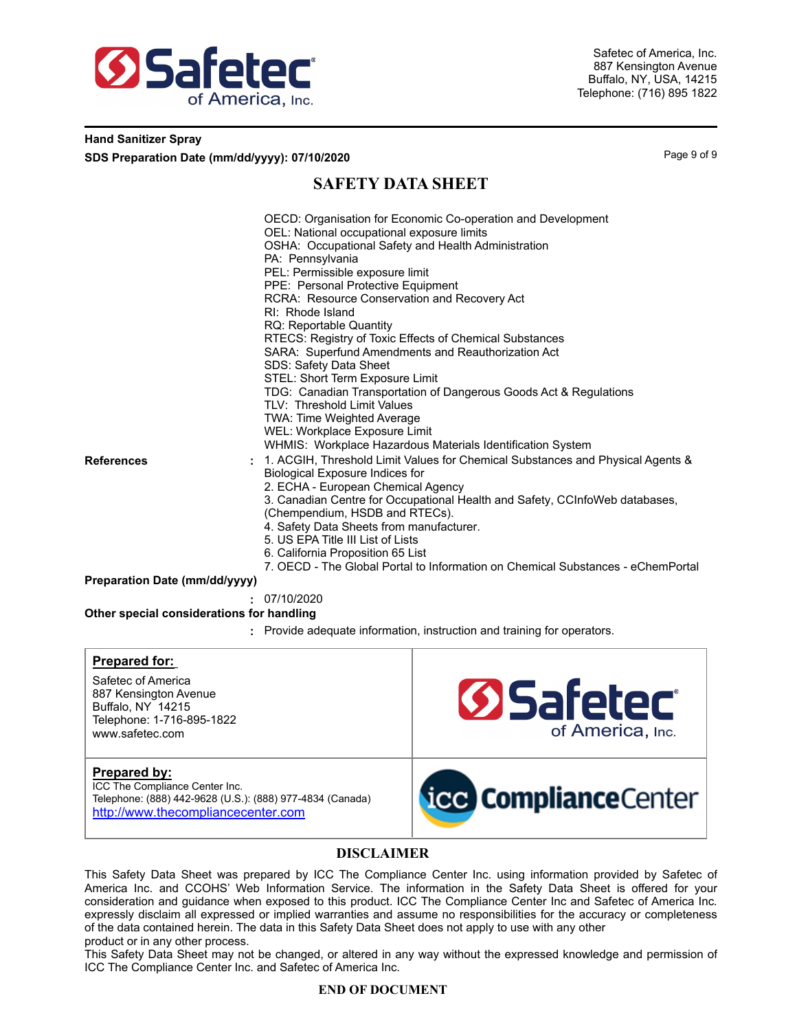## SAFETY DATA SHEET

OECD: Organisation for Economic Co-operation and Development
OEL: National occupational exposure limits
OSHA: Occupational Safety and Health Administration
PA: Pennsylvania
PEL: Permissible exposure limit
PPE: Personal Protective Equipment
RCRA: Resource Conservation and Recovery Act
RI: Rhode Island
RQ: Reportable Quantity
RTECS: Registry of Toxic Effects of Chemical Substances
SARA: Superfund Amendments and Reauthorization Act
SDS: Safety Data Sheet
STEL: Short Term Exposure Limit
TDG: Canadian Transportation of Dangerous Goods Act & Regulations
TLV: Threshold Limit Values
TWA: Time Weighted Average
WEL: Workplace Exposure Limit
WHMIS: Workplace Hazardous Materials Identification System

**References** :
1. ACGIH, Threshold Limit Values for Chemical Substances and Physical Agents & Biological Exposure Indices for
2. ECHA - European Chemical Agency
3. Canadian Centre for Occupational Health and Safety, CCInfoWeb databases, (Chempendium, HSDB and RTECs).
4. Safety Data Sheets from manufacturer.
5. US EPA Title III List of Lists
6. California Proposition 65 List
7. OECD - The Global Portal to Information on Chemical Substances - eChemPortal

**Preparation Date (mm/dd/yyyy)** : 07/10/2020

**Other special considerations for handling** : Provide adequate information, instruction and training for operators.

| | |
|---|---|
| **Prepared for:**<br>Safetec of America<br>887 Kensington Avenue<br>Buffalo, NY 14215<br>Telephone: 1-716-895-1822<br>www.safetec.com | Safetec of America, Inc. |
| **Prepared by:**<br>ICC The Compliance Center Inc.<br>Telephone: (888) 442-9628 (U.S.): (888) 977-4834 (Canada)<br>http://www.thecompliancecenter.com | icc ComplianceCenter |

## DISCLAIMER

This Safety Data Sheet was prepared by ICC The Compliance Center Inc. using information provided by Safetec of America Inc. and CCOHS' Web Information Service. The information in the Safety Data Sheet is offered for your consideration and guidance when exposed to this product. ICC The Compliance Center Inc and Safetec of America Inc. expressly disclaim all expressed or implied warranties and assume no responsibilities for the accuracy or completeness of the data contained herein. The data in this Safety Data Sheet does not apply to use with any other product or in any other process.

This Safety Data Sheet may not be changed, or altered in any way without the expressed knowledge and permission of ICC The Compliance Center Inc. and Safetec of America Inc.

**END OF DOCUMENT**